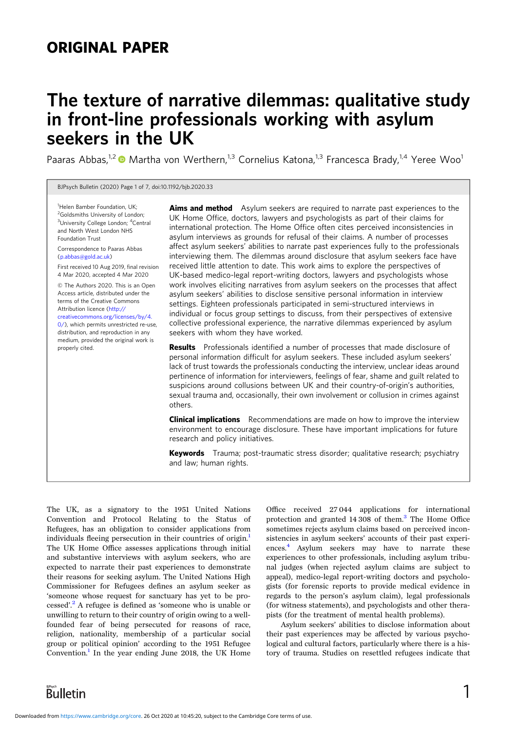## ORIGINAL PAPER

# The texture of narrative dilemmas: qualitative study in front-line professionals working with asylum seekers in the UK

Paaras Abbas,[1,2] Martha von Werthern,[1,3] Cornelius Katona,[1,3] Francesca Brady,[1,4] Yeree Woo[1]

BJPsych Bulletin (2020) Page 1 of 7, doi:10.1192/bjb.2020.33

[1]Helen Bamber Foundation, UK; [2]Goldsmiths University of London; [3]University College London; [4]Central and North West London NHS Foundation Trust

Correspondence to Paaras Abbas (p.abbas@gold.ac.uk)

First received 10 Aug 2019, final revision 4 Mar 2020, accepted 4 Mar 2020

© The Authors 2020. This is an Open Access article, distributed under the terms of the Creative Commons Attribution licence (http://creativecommons.org/licenses/by/4.0/), which permits unrestricted re-use, distribution, and reproduction in any medium, provided the original work is properly cited.

**Aims and method** Asylum seekers are required to narrate past experiences to the UK Home Office, doctors, lawyers and psychologists as part of their claims for international protection. The Home Office often cites perceived inconsistencies in asylum interviews as grounds for refusal of their claims. A number of processes affect asylum seekers' abilities to narrate past experiences fully to the professionals interviewing them. The dilemmas around disclosure that asylum seekers face have received little attention to date. This work aims to explore the perspectives of UK-based medico-legal report-writing doctors, lawyers and psychologists whose work involves eliciting narratives from asylum seekers on the processes that affect asylum seekers' abilities to disclose sensitive personal information in interview settings. Eighteen professionals participated in semi-structured interviews in individual or focus group settings to discuss, from their perspectives of extensive collective professional experience, the narrative dilemmas experienced by asylum seekers with whom they have worked.

**Results** Professionals identified a number of processes that made disclosure of personal information difficult for asylum seekers. These included asylum seekers' lack of trust towards the professionals conducting the interview, unclear ideas around pertinence of information for interviewers, feelings of fear, shame and guilt related to suspicions around collusions between UK and their country-of-origin's authorities, sexual trauma and, occasionally, their own involvement or collusion in crimes against others.

**Clinical implications** Recommendations are made on how to improve the interview environment to encourage disclosure. These have important implications for future research and policy initiatives.

**Keywords** Trauma; post-traumatic stress disorder; qualitative research; psychiatry and law; human rights.

The UK, as a signatory to the 1951 United Nations Convention and Protocol Relating to the Status of Refugees, has an obligation to consider applications from individuals fleeing persecution in their countries of origin.[1] The UK Home Office assesses applications through initial and substantive interviews with asylum seekers, who are expected to narrate their past experiences to demonstrate their reasons for seeking asylum. The United Nations High Commissioner for Refugees defines an asylum seeker as 'someone whose request for sanctuary has yet to be processed'.[2] A refugee is defined as 'someone who is unable or unwilling to return to their country of origin owing to a well-founded fear of being persecuted for reasons of race, religion, nationality, membership of a particular social group or political opinion' according to the 1951 Refugee Convention.[1] In the year ending June 2018, the UK Home Office received 27 044 applications for international protection and granted 14 308 of them.[3] The Home Office sometimes rejects asylum claims based on perceived inconsistencies in asylum seekers' accounts of their past experiences.[4] Asylum seekers may have to narrate these experiences to other professionals, including asylum tribunal judges (when rejected asylum claims are subject to appeal), medico-legal report-writing doctors and psychologists (for forensic reports to provide medical evidence in regards to the person's asylum claim), legal professionals (for witness statements), and psychologists and other therapists (for the treatment of mental health problems).

Asylum seekers' abilities to disclose information about their past experiences may be affected by various psychological and cultural factors, particularly where there is a history of trauma. Studies on resettled refugees indicate that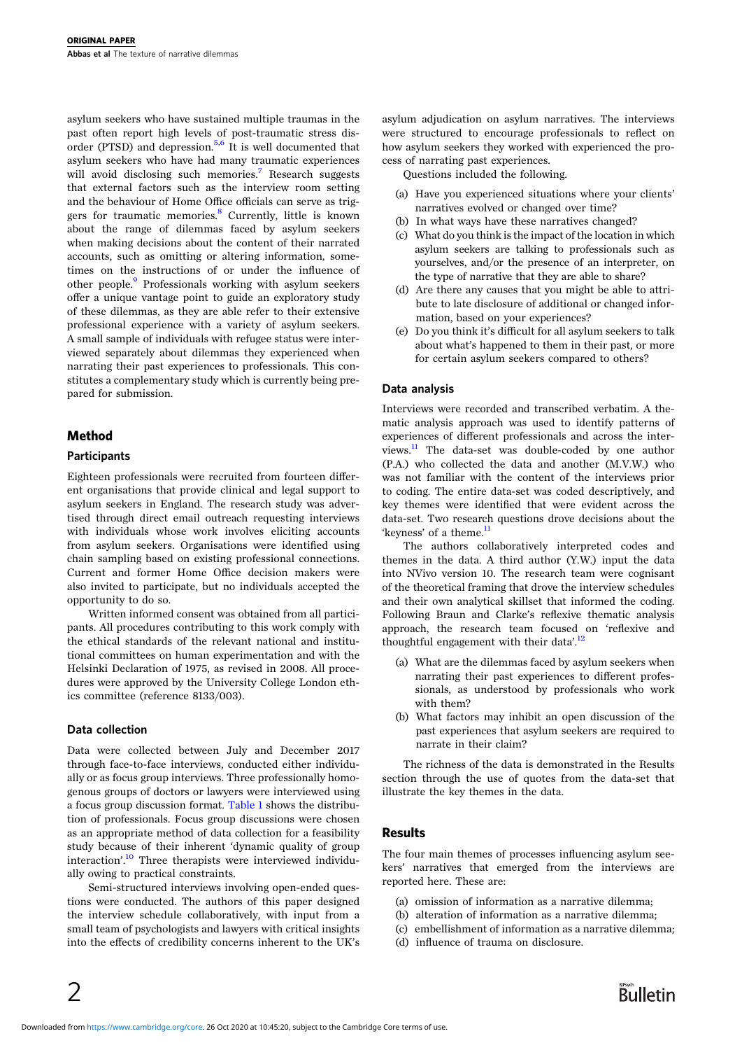asylum seekers who have sustained multiple traumas in the past often report high levels of post-traumatic stress disorder (PTSD) and depression.[5,6] It is well documented that asylum seekers who have had many traumatic experiences will avoid disclosing such memories.[7] Research suggests that external factors such as the interview room setting and the behaviour of Home Office officials can serve as triggers for traumatic memories.[8] Currently, little is known about the range of dilemmas faced by asylum seekers when making decisions about the content of their narrated accounts, such as omitting or altering information, sometimes on the instructions of or under the influence of other people.[9] Professionals working with asylum seekers offer a unique vantage point to guide an exploratory study of these dilemmas, as they are able refer to their extensive professional experience with a variety of asylum seekers. A small sample of individuals with refugee status were interviewed separately about dilemmas they experienced when narrating their past experiences to professionals. This constitutes a complementary study which is currently being prepared for submission.

## Method

### Participants

Eighteen professionals were recruited from fourteen different organisations that provide clinical and legal support to asylum seekers in England. The research study was advertised through direct email outreach requesting interviews with individuals whose work involves eliciting accounts from asylum seekers. Organisations were identified using chain sampling based on existing professional connections. Current and former Home Office decision makers were also invited to participate, but no individuals accepted the opportunity to do so.

Written informed consent was obtained from all participants. All procedures contributing to this work comply with the ethical standards of the relevant national and institutional committees on human experimentation and with the Helsinki Declaration of 1975, as revised in 2008. All procedures were approved by the University College London ethics committee (reference 8133/003).

### Data collection

Data were collected between July and December 2017 through face-to-face interviews, conducted either individually or as focus group interviews. Three professionally homogenous groups of doctors or lawyers were interviewed using a focus group discussion format. Table 1 shows the distribution of professionals. Focus group discussions were chosen as an appropriate method of data collection for a feasibility study because of their inherent 'dynamic quality of group interaction'.[10] Three therapists were interviewed individually owing to practical constraints.

Semi-structured interviews involving open-ended questions were conducted. The authors of this paper designed the interview schedule collaboratively, with input from a small team of psychologists and lawyers with critical insights into the effects of credibility concerns inherent to the UK's asylum adjudication on asylum narratives. The interviews were structured to encourage professionals to reflect on how asylum seekers they worked with experienced the process of narrating past experiences.

Questions included the following.

(a) Have you experienced situations where your clients' narratives evolved or changed over time?
(b) In what ways have these narratives changed?
(c) What do you think is the impact of the location in which asylum seekers are talking to professionals such as yourselves, and/or the presence of an interpreter, on the type of narrative that they are able to share?
(d) Are there any causes that you might be able to attribute to late disclosure of additional or changed information, based on your experiences?
(e) Do you think it's difficult for all asylum seekers to talk about what's happened to them in their past, or more for certain asylum seekers compared to others?

### Data analysis

Interviews were recorded and transcribed verbatim. A thematic analysis approach was used to identify patterns of experiences of different professionals and across the interviews.[11] The data-set was double-coded by one author (P.A.) who collected the data and another (M.V.W.) who was not familiar with the content of the interviews prior to coding. The entire data-set was coded descriptively, and key themes were identified that were evident across the data-set. Two research questions drove decisions about the 'keyness' of a theme.[11]

The authors collaboratively interpreted codes and themes in the data. A third author (Y.W.) input the data into NVivo version 10. The research team were cognisant of the theoretical framing that drove the interview schedules and their own analytical skillset that informed the coding. Following Braun and Clarke's reflexive thematic analysis approach, the research team focused on 'reflexive and thoughtful engagement with their data'.[12]

(a) What are the dilemmas faced by asylum seekers when narrating their past experiences to different professionals, as understood by professionals who work with them?
(b) What factors may inhibit an open discussion of the past experiences that asylum seekers are required to narrate in their claim?

The richness of the data is demonstrated in the Results section through the use of quotes from the data-set that illustrate the key themes in the data.

## Results

The four main themes of processes influencing asylum seekers' narratives that emerged from the interviews are reported here. These are:

(a) omission of information as a narrative dilemma;
(b) alteration of information as a narrative dilemma;
(c) embellishment of information as a narrative dilemma;
(d) influence of trauma on disclosure.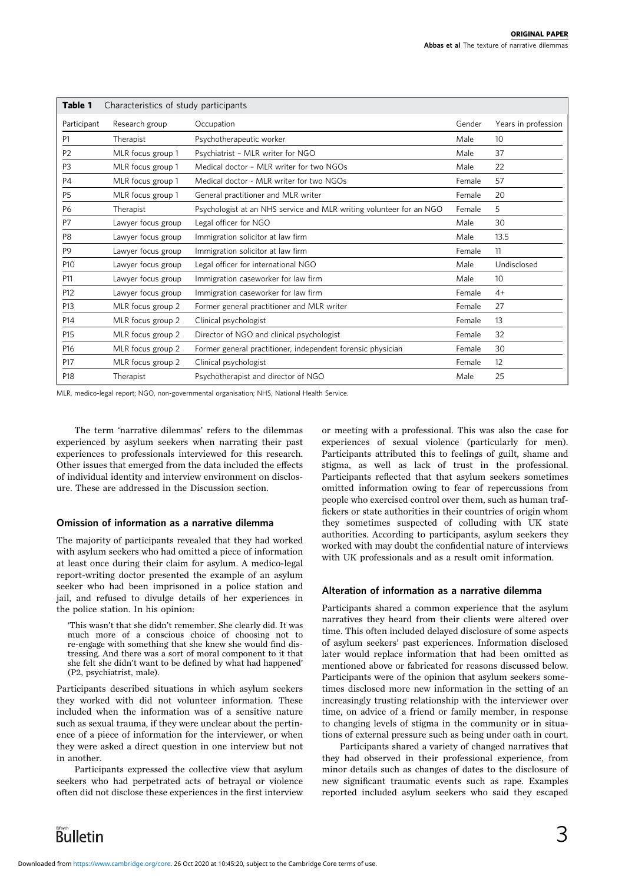**Table 1** Characteristics of study participants

| Participant | Research group | Occupation | Gender | Years in profession |
|---|---|---|---|---|
| P1 | Therapist | Psychotherapeutic worker | Male | 10 |
| P2 | MLR focus group 1 | Psychiatrist – MLR writer for NGO | Male | 37 |
| P3 | MLR focus group 1 | Medical doctor – MLR writer for two NGOs | Male | 22 |
| P4 | MLR focus group 1 | Medical doctor - MLR writer for two NGOs | Female | 57 |
| P5 | MLR focus group 1 | General practitioner and MLR writer | Female | 20 |
| P6 | Therapist | Psychologist at an NHS service and MLR writing volunteer for an NGO | Female | 5 |
| P7 | Lawyer focus group | Legal officer for NGO | Male | 30 |
| P8 | Lawyer focus group | Immigration solicitor at law firm | Male | 13.5 |
| P9 | Lawyer focus group | Immigration solicitor at law firm | Female | 11 |
| P10 | Lawyer focus group | Legal officer for international NGO | Male | Undisclosed |
| P11 | Lawyer focus group | Immigration caseworker for law firm | Male | 10 |
| P12 | Lawyer focus group | Immigration caseworker for law firm | Female | 4+ |
| P13 | MLR focus group 2 | Former general practitioner and MLR writer | Female | 27 |
| P14 | MLR focus group 2 | Clinical psychologist | Female | 13 |
| P15 | MLR focus group 2 | Director of NGO and clinical psychologist | Female | 32 |
| P16 | MLR focus group 2 | Former general practitioner, independent forensic physician | Female | 30 |
| P17 | MLR focus group 2 | Clinical psychologist | Female | 12 |
| P18 | Therapist | Psychotherapist and director of NGO | Male | 25 |

MLR, medico-legal report; NGO, non-governmental organisation; NHS, National Health Service.

The term 'narrative dilemmas' refers to the dilemmas experienced by asylum seekers when narrating their past experiences to professionals interviewed for this research. Other issues that emerged from the data included the effects of individual identity and interview environment on disclosure. These are addressed in the Discussion section.

## Omission of information as a narrative dilemma

The majority of participants revealed that they had worked with asylum seekers who had omitted a piece of information at least once during their claim for asylum. A medico-legal report-writing doctor presented the example of an asylum seeker who had been imprisoned in a police station and jail, and refused to divulge details of her experiences in the police station. In his opinion:

> 'This wasn't that she didn't remember. She clearly did. It was much more of a conscious choice of choosing not to re-engage with something that she knew she would find distressing. And there was a sort of moral component to it that she felt she didn't want to be defined by what had happened' (P2, psychiatrist, male).

Participants described situations in which asylum seekers they worked with did not volunteer information. These included when the information was of a sensitive nature such as sexual trauma, if they were unclear about the pertinence of a piece of information for the interviewer, or when they were asked a direct question in one interview but not in another.

Participants expressed the collective view that asylum seekers who had perpetrated acts of betrayal or violence often did not disclose these experiences in the first interview or meeting with a professional. This was also the case for experiences of sexual violence (particularly for men). Participants attributed this to feelings of guilt, shame and stigma, as well as lack of trust in the professional. Participants reflected that that asylum seekers sometimes omitted information owing to fear of repercussions from people who exercised control over them, such as human traffickers or state authorities in their countries of origin whom they sometimes suspected of colluding with UK state authorities. According to participants, asylum seekers they worked with may doubt the confidential nature of interviews with UK professionals and as a result omit information.

## Alteration of information as a narrative dilemma

Participants shared a common experience that the asylum narratives they heard from their clients were altered over time. This often included delayed disclosure of some aspects of asylum seekers' past experiences. Information disclosed later would replace information that had been omitted as mentioned above or fabricated for reasons discussed below. Participants were of the opinion that asylum seekers sometimes disclosed more new information in the setting of an increasingly trusting relationship with the interviewer over time, on advice of a friend or family member, in response to changing levels of stigma in the community or in situations of external pressure such as being under oath in court.

Participants shared a variety of changed narratives that they had observed in their professional experience, from minor details such as changes of dates to the disclosure of new significant traumatic events such as rape. Examples reported included asylum seekers who said they escaped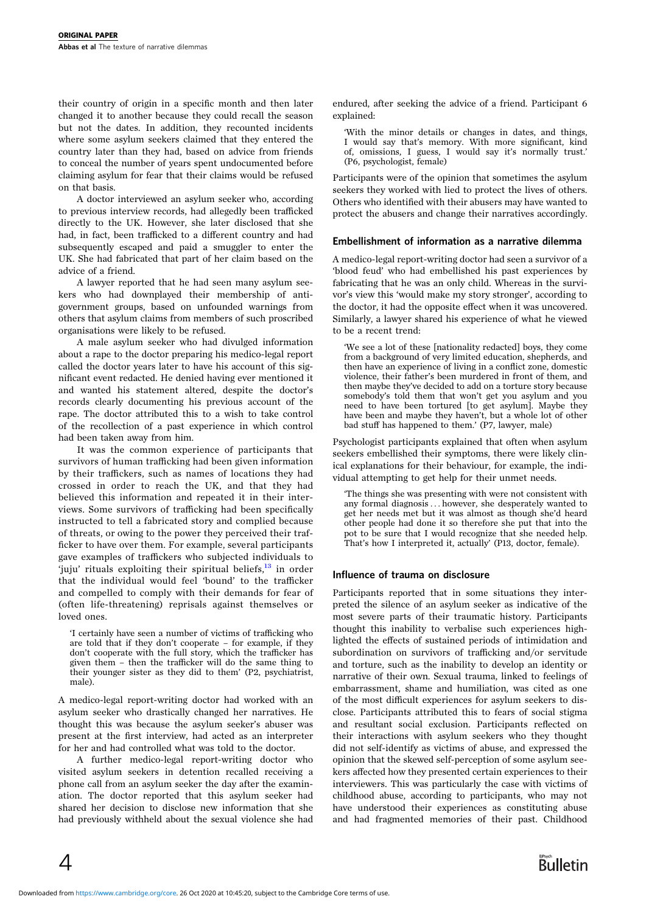their country of origin in a specific month and then later changed it to another because they could recall the season but not the dates. In addition, they recounted incidents where some asylum seekers claimed that they entered the country later than they had, based on advice from friends to conceal the number of years spent undocumented before claiming asylum for fear that their claims would be refused on that basis.

A doctor interviewed an asylum seeker who, according to previous interview records, had allegedly been trafficked directly to the UK. However, she later disclosed that she had, in fact, been trafficked to a different country and had subsequently escaped and paid a smuggler to enter the UK. She had fabricated that part of her claim based on the advice of a friend.

A lawyer reported that he had seen many asylum seekers who had downplayed their membership of anti-government groups, based on unfounded warnings from others that asylum claims from members of such proscribed organisations were likely to be refused.

A male asylum seeker who had divulged information about a rape to the doctor preparing his medico-legal report called the doctor years later to have his account of this significant event redacted. He denied having ever mentioned it and wanted his statement altered, despite the doctor's records clearly documenting his previous account of the rape. The doctor attributed this to a wish to take control of the recollection of a past experience in which control had been taken away from him.

It was the common experience of participants that survivors of human trafficking had been given information by their traffickers, such as names of locations they had crossed in order to reach the UK, and that they had believed this information and repeated it in their interviews. Some survivors of trafficking had been specifically instructed to tell a fabricated story and complied because of threats, or owing to the power they perceived their trafficker to have over them. For example, several participants gave examples of traffickers who subjected individuals to 'juju' rituals exploiting their spiritual beliefs,[13] in order that the individual would feel 'bound' to the trafficker and compelled to comply with their demands for fear of (often life-threatening) reprisals against themselves or loved ones.

> 'I certainly have seen a number of victims of trafficking who are told that if they don't cooperate – for example, if they don't cooperate with the full story, which the trafficker has given them – then the trafficker will do the same thing to their younger sister as they did to them' (P2, psychiatrist, male).

A medico-legal report-writing doctor had worked with an asylum seeker who drastically changed her narratives. He thought this was because the asylum seeker's abuser was present at the first interview, had acted as an interpreter for her and had controlled what was told to the doctor.

A further medico-legal report-writing doctor who visited asylum seekers in detention recalled receiving a phone call from an asylum seeker the day after the examination. The doctor reported that this asylum seeker had shared her decision to disclose new information that she had previously withheld about the sexual violence she had endured, after seeking the advice of a friend. Participant 6 explained:

> 'With the minor details or changes in dates, and things, I would say that's memory. With more significant, kind of, omissions, I guess, I would say it's normally trust.' (P6, psychologist, female)

Participants were of the opinion that sometimes the asylum seekers they worked with lied to protect the lives of others. Others who identified with their abusers may have wanted to protect the abusers and change their narratives accordingly.

## Embellishment of information as a narrative dilemma

A medico-legal report-writing doctor had seen a survivor of a 'blood feud' who had embellished his past experiences by fabricating that he was an only child. Whereas in the survivor's view this 'would make my story stronger', according to the doctor, it had the opposite effect when it was uncovered. Similarly, a lawyer shared his experience of what he viewed to be a recent trend:

> 'We see a lot of these [nationality redacted] boys, they come from a background of very limited education, shepherds, and then have an experience of living in a conflict zone, domestic violence, their father's been murdered in front of them, and then maybe they've decided to add on a torture story because somebody's told them that won't get you asylum and you need to have been tortured [to get asylum]. Maybe they have been and maybe they haven't, but a whole lot of other bad stuff has happened to them.' (P7, lawyer, male)

Psychologist participants explained that often when asylum seekers embellished their symptoms, there were likely clinical explanations for their behaviour, for example, the individual attempting to get help for their unmet needs.

> 'The things she was presenting with were not consistent with any formal diagnosis … however, she desperately wanted to get her needs met but it was almost as though she'd heard other people had done it so therefore she put that into the pot to be sure that I would recognize that she needed help. That's how I interpreted it, actually' (P13, doctor, female).

## Influence of trauma on disclosure

Participants reported that in some situations they interpreted the silence of an asylum seeker as indicative of the most severe parts of their traumatic history. Participants thought this inability to verbalise such experiences highlighted the effects of sustained periods of intimidation and subordination on survivors of trafficking and/or servitude and torture, such as the inability to develop an identity or narrative of their own. Sexual trauma, linked to feelings of embarrassment, shame and humiliation, was cited as one of the most difficult experiences for asylum seekers to disclose. Participants attributed this to fears of social stigma and resultant social exclusion. Participants reflected on their interactions with asylum seekers who they thought did not self-identify as victims of abuse, and expressed the opinion that the skewed self-perception of some asylum seekers affected how they presented certain experiences to their interviewers. This was particularly the case with victims of childhood abuse, according to participants, who may not have understood their experiences as constituting abuse and had fragmented memories of their past. Childhood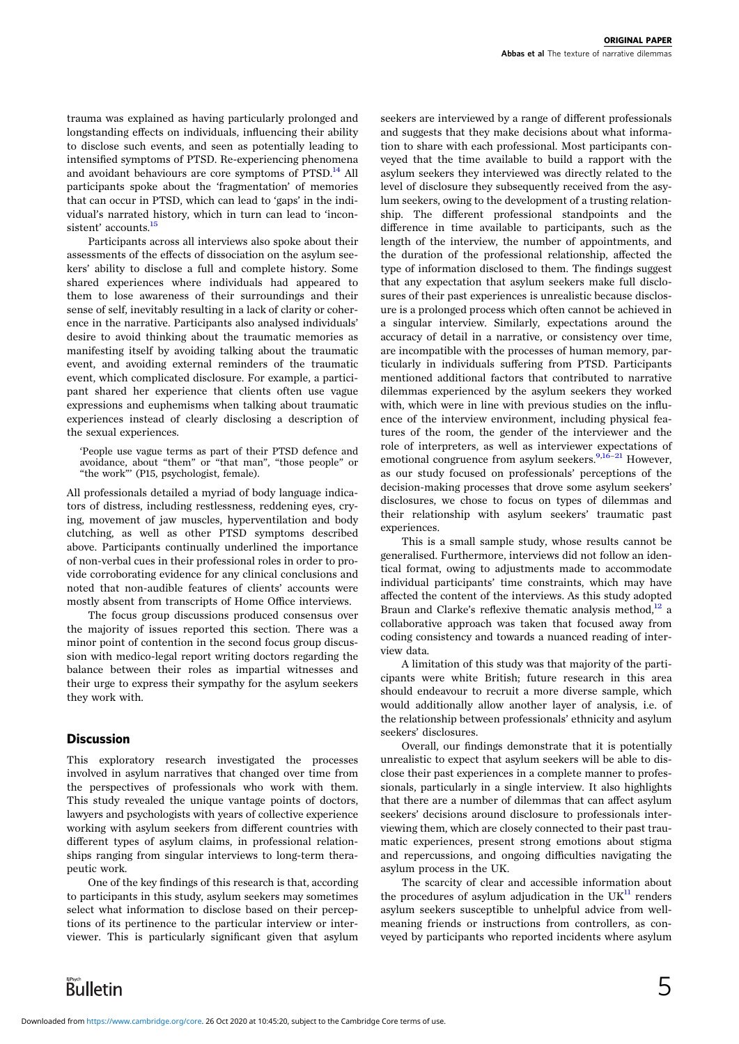trauma was explained as having particularly prolonged and longstanding effects on individuals, influencing their ability to disclose such events, and seen as potentially leading to intensified symptoms of PTSD. Re-experiencing phenomena and avoidant behaviours are core symptoms of PTSD.[14] All participants spoke about the 'fragmentation' of memories that can occur in PTSD, which can lead to 'gaps' in the individual's narrated history, which in turn can lead to 'inconsistent' accounts.[15]

Participants across all interviews also spoke about their assessments of the effects of dissociation on the asylum seekers' ability to disclose a full and complete history. Some shared experiences where individuals had appeared to them to lose awareness of their surroundings and their sense of self, inevitably resulting in a lack of clarity or coherence in the narrative. Participants also analysed individuals' desire to avoid thinking about the traumatic memories as manifesting itself by avoiding talking about the traumatic event, and avoiding external reminders of the traumatic event, which complicated disclosure. For example, a participant shared her experience that clients often use vague expressions and euphemisms when talking about traumatic experiences instead of clearly disclosing a description of the sexual experiences.

> 'People use vague terms as part of their PTSD defence and avoidance, about "them" or "that man", "those people" or "the work"' (P15, psychologist, female).

All professionals detailed a myriad of body language indicators of distress, including restlessness, reddening eyes, crying, movement of jaw muscles, hyperventilation and body clutching, as well as other PTSD symptoms described above. Participants continually underlined the importance of non-verbal cues in their professional roles in order to provide corroborating evidence for any clinical conclusions and noted that non-audible features of clients' accounts were mostly absent from transcripts of Home Office interviews.

The focus group discussions produced consensus over the majority of issues reported this section. There was a minor point of contention in the second focus group discussion with medico-legal report writing doctors regarding the balance between their roles as impartial witnesses and their urge to express their sympathy for the asylum seekers they work with.

## Discussion

This exploratory research investigated the processes involved in asylum narratives that changed over time from the perspectives of professionals who work with them. This study revealed the unique vantage points of doctors, lawyers and psychologists with years of collective experience working with asylum seekers from different countries with different types of asylum claims, in professional relationships ranging from singular interviews to long-term therapeutic work.

One of the key findings of this research is that, according to participants in this study, asylum seekers may sometimes select what information to disclose based on their perceptions of its pertinence to the particular interview or interviewer. This is particularly significant given that asylum seekers are interviewed by a range of different professionals and suggests that they make decisions about what information to share with each professional. Most participants conveyed that the time available to build a rapport with the asylum seekers they interviewed was directly related to the level of disclosure they subsequently received from the asylum seekers, owing to the development of a trusting relationship. The different professional standpoints and the difference in time available to participants, such as the length of the interview, the number of appointments, and the duration of the professional relationship, affected the type of information disclosed to them. The findings suggest that any expectation that asylum seekers make full disclosures of their past experiences is unrealistic because disclosure is a prolonged process which often cannot be achieved in a singular interview. Similarly, expectations around the accuracy of detail in a narrative, or consistency over time, are incompatible with the processes of human memory, particularly in individuals suffering from PTSD. Participants mentioned additional factors that contributed to narrative dilemmas experienced by the asylum seekers they worked with, which were in line with previous studies on the influence of the interview environment, including physical features of the room, the gender of the interviewer and the role of interpreters, as well as interviewer expectations of emotional congruence from asylum seekers.[9,16–21] However, as our study focused on professionals' perceptions of the decision-making processes that drove some asylum seekers' disclosures, we chose to focus on types of dilemmas and their relationship with asylum seekers' traumatic past experiences.

This is a small sample study, whose results cannot be generalised. Furthermore, interviews did not follow an identical format, owing to adjustments made to accommodate individual participants' time constraints, which may have affected the content of the interviews. As this study adopted Braun and Clarke's reflexive thematic analysis method,[12] a collaborative approach was taken that focused away from coding consistency and towards a nuanced reading of interview data.

A limitation of this study was that majority of the participants were white British; future research in this area should endeavour to recruit a more diverse sample, which would additionally allow another layer of analysis, i.e. of the relationship between professionals' ethnicity and asylum seekers' disclosures.

Overall, our findings demonstrate that it is potentially unrealistic to expect that asylum seekers will be able to disclose their past experiences in a complete manner to professionals, particularly in a single interview. It also highlights that there are a number of dilemmas that can affect asylum seekers' decisions around disclosure to professionals interviewing them, which are closely connected to their past traumatic experiences, present strong emotions about stigma and repercussions, and ongoing difficulties navigating the asylum process in the UK.

The scarcity of clear and accessible information about the procedures of asylum adjudication in the UK[11] renders asylum seekers susceptible to unhelpful advice from well-meaning friends or instructions from controllers, as conveyed by participants who reported incidents where asylum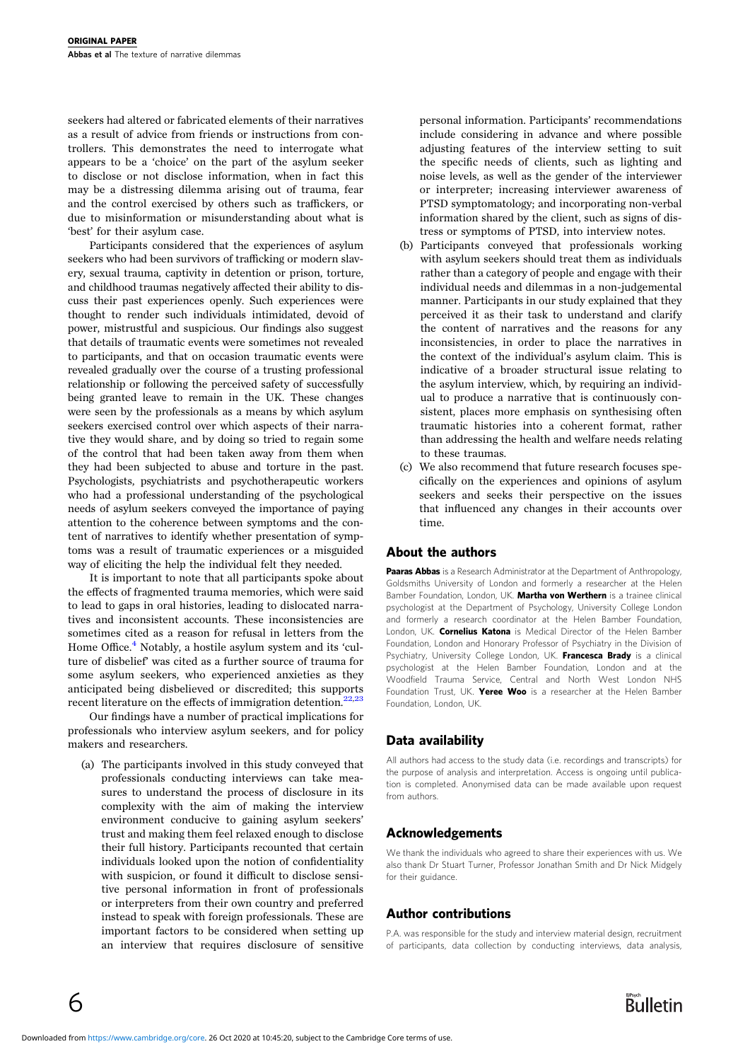seekers had altered or fabricated elements of their narratives as a result of advice from friends or instructions from controllers. This demonstrates the need to interrogate what appears to be a 'choice' on the part of the asylum seeker to disclose or not disclose information, when in fact this may be a distressing dilemma arising out of trauma, fear and the control exercised by others such as traffickers, or due to misinformation or misunderstanding about what is 'best' for their asylum case.

Participants considered that the experiences of asylum seekers who had been survivors of trafficking or modern slavery, sexual trauma, captivity in detention or prison, torture, and childhood traumas negatively affected their ability to discuss their past experiences openly. Such experiences were thought to render such individuals intimidated, devoid of power, mistrustful and suspicious. Our findings also suggest that details of traumatic events were sometimes not revealed to participants, and that on occasion traumatic events were revealed gradually over the course of a trusting professional relationship or following the perceived safety of successfully being granted leave to remain in the UK. These changes were seen by the professionals as a means by which asylum seekers exercised control over which aspects of their narrative they would share, and by doing so tried to regain some of the control that had been taken away from them when they had been subjected to abuse and torture in the past. Psychologists, psychiatrists and psychotherapeutic workers who had a professional understanding of the psychological needs of asylum seekers conveyed the importance of paying attention to the coherence between symptoms and the content of narratives to identify whether presentation of symptoms was a result of traumatic experiences or a misguided way of eliciting the help the individual felt they needed.

It is important to note that all participants spoke about the effects of fragmented trauma memories, which were said to lead to gaps in oral histories, leading to dislocated narratives and inconsistent accounts. These inconsistencies are sometimes cited as a reason for refusal in letters from the Home Office.[4] Notably, a hostile asylum system and its 'culture of disbelief' was cited as a further source of trauma for some asylum seekers, who experienced anxieties as they anticipated being disbelieved or discredited; this supports recent literature on the effects of immigration detention.[22,23]

Our findings have a number of practical implications for professionals who interview asylum seekers, and for policy makers and researchers.

(a) The participants involved in this study conveyed that professionals conducting interviews can take measures to understand the process of disclosure in its complexity with the aim of making the interview environment conducive to gaining asylum seekers' trust and making them feel relaxed enough to disclose their full history. Participants recounted that certain individuals looked upon the notion of confidentiality with suspicion, or found it difficult to disclose sensitive personal information in front of professionals or interpreters from their own country and preferred instead to speak with foreign professionals. These are important factors to be considered when setting up an interview that requires disclosure of sensitive personal information. Participants' recommendations include considering in advance and where possible adjusting features of the interview setting to suit the specific needs of clients, such as lighting and noise levels, as well as the gender of the interviewer or interpreter; increasing interviewer awareness of PTSD symptomatology; and incorporating non-verbal information shared by the client, such as signs of distress or symptoms of PTSD, into interview notes.

(b) Participants conveyed that professionals working with asylum seekers should treat them as individuals rather than a category of people and engage with their individual needs and dilemmas in a non-judgemental manner. Participants in our study explained that they perceived it as their task to understand and clarify the content of narratives and the reasons for any inconsistencies, in order to place the narratives in the context of the individual's asylum claim. This is indicative of a broader structural issue relating to the asylum interview, which, by requiring an individual to produce a narrative that is continuously consistent, places more emphasis on synthesising often traumatic histories into a coherent format, rather than addressing the health and welfare needs relating to these traumas.

(c) We also recommend that future research focuses specifically on the experiences and opinions of asylum seekers and seeks their perspective on the issues that influenced any changes in their accounts over time.

## About the authors

**Paaras Abbas** is a Research Administrator at the Department of Anthropology, Goldsmiths University of London and formerly a researcher at the Helen Bamber Foundation, London, UK. **Martha von Werthern** is a trainee clinical psychologist at the Department of Psychology, University College London and formerly a research coordinator at the Helen Bamber Foundation, London, UK. **Cornelius Katona** is Medical Director of the Helen Bamber Foundation, London and Honorary Professor of Psychiatry in the Division of Psychiatry, University College London, UK. **Francesca Brady** is a clinical psychologist at the Helen Bamber Foundation, London and at the Woodfield Trauma Service, Central and North West London NHS Foundation Trust, UK. **Yeree Woo** is a researcher at the Helen Bamber Foundation, London, UK.

## Data availability

All authors had access to the study data (i.e. recordings and transcripts) for the purpose of analysis and interpretation. Access is ongoing until publication is completed. Anonymised data can be made available upon request from authors.

## Acknowledgements

We thank the individuals who agreed to share their experiences with us. We also thank Dr Stuart Turner, Professor Jonathan Smith and Dr Nick Midgely for their guidance.

## Author contributions

P.A. was responsible for the study and interview material design, recruitment of participants, data collection by conducting interviews, data analysis,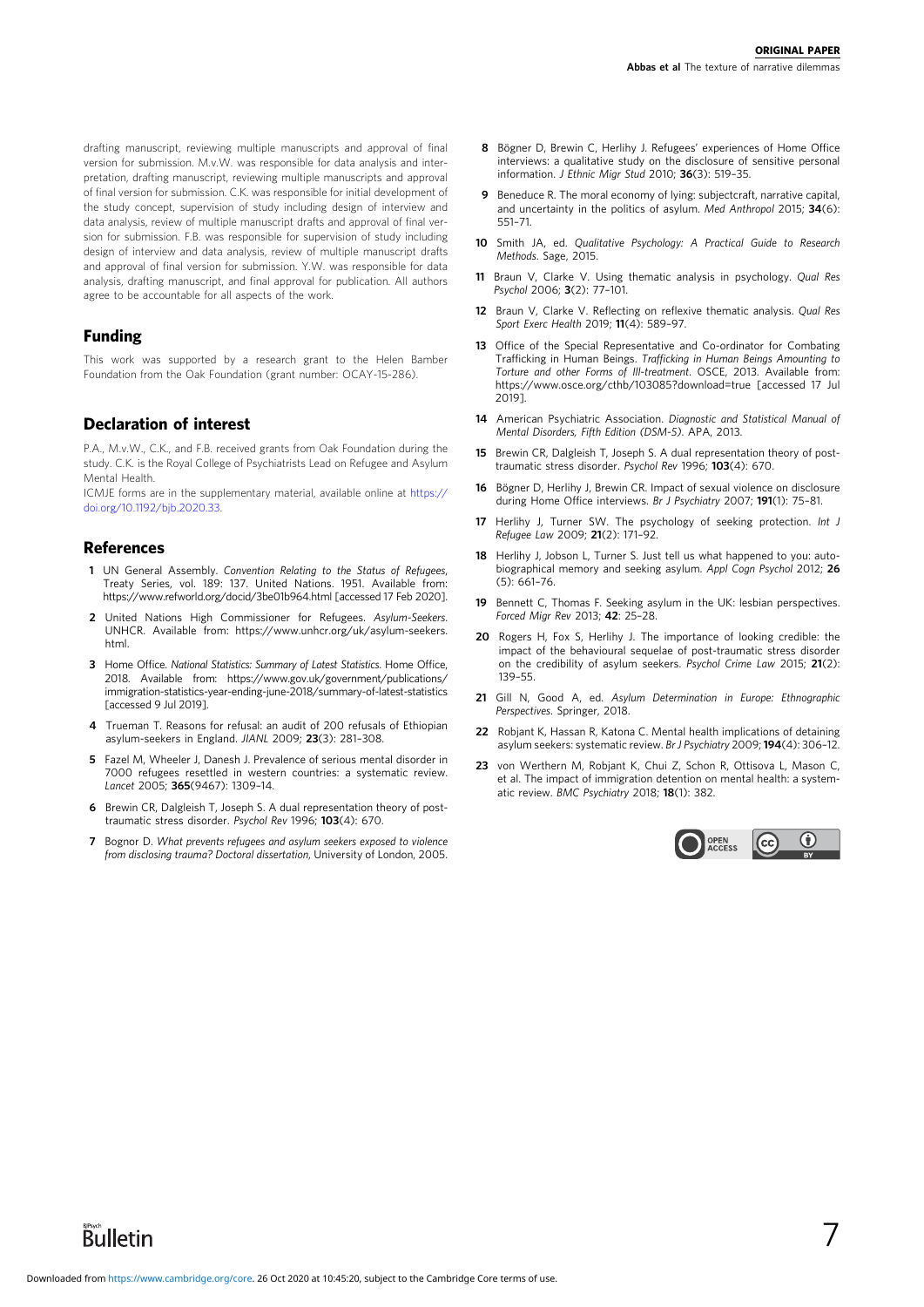drafting manuscript, reviewing multiple manuscripts and approval of final version for submission. M.v.W. was responsible for data analysis and interpretation, drafting manuscript, reviewing multiple manuscripts and approval of final version for submission. C.K. was responsible for initial development of the study concept, supervision of study including design of interview and data analysis, review of multiple manuscript drafts and approval of final version for submission. F.B. was responsible for supervision of study including design of interview and data analysis, review of multiple manuscript drafts and approval of final version for submission. Y.W. was responsible for data analysis, drafting manuscript, and final approval for publication. All authors agree to be accountable for all aspects of the work.

## Funding

This work was supported by a research grant to the Helen Bamber Foundation from the Oak Foundation (grant number: OCAY-15-286).

## Declaration of interest

P.A., M.v.W., C.K., and F.B. received grants from Oak Foundation during the study. C.K. is the Royal College of Psychiatrists Lead on Refugee and Asylum Mental Health.

ICMJE forms are in the supplementary material, available online at https://doi.org/10.1192/bjb.2020.33.

## References

1. UN General Assembly. *Convention Relating to the Status of Refugees*, Treaty Series, vol. 189: 137. United Nations. 1951. Available from: https://www.refworld.org/docid/3be01b964.html [accessed 17 Feb 2020].
2. United Nations High Commissioner for Refugees. *Asylum-Seekers*. UNHCR. Available from: https://www.unhcr.org/uk/asylum-seekers.html.
3. Home Office. *National Statistics: Summary of Latest Statistics*. Home Office, 2018. Available from: https://www.gov.uk/government/publications/immigration-statistics-year-ending-june-2018/summary-of-latest-statistics [accessed 9 Jul 2019].
4. Trueman T. Reasons for refusal: an audit of 200 refusals of Ethiopian asylum-seekers in England. *JIANL* 2009; **23**(3): 281–308.
5. Fazel M, Wheeler J, Danesh J. Prevalence of serious mental disorder in 7000 refugees resettled in western countries: a systematic review. *Lancet* 2005; **365**(9467): 1309–14.
6. Brewin CR, Dalgleish T, Joseph S. A dual representation theory of post-traumatic stress disorder. *Psychol Rev* 1996; **103**(4): 670.
7. Bognor D. *What prevents refugees and asylum seekers exposed to violence from disclosing trauma? Doctoral dissertation*, University of London, 2005.
8. Bögner D, Brewin C, Herlihy J. Refugees' experiences of Home Office interviews: a qualitative study on the disclosure of sensitive personal information. *J Ethnic Migr Stud* 2010; **36**(3): 519–35.
9. Beneduce R. The moral economy of lying: subjectcraft, narrative capital, and uncertainty in the politics of asylum. *Med Anthropol* 2015; **34**(6): 551–71.
10. Smith JA, ed. *Qualitative Psychology: A Practical Guide to Research Methods*. Sage, 2015.
11. Braun V, Clarke V. Using thematic analysis in psychology. *Qual Res Psychol* 2006; **3**(2): 77–101.
12. Braun V, Clarke V. Reflecting on reflexive thematic analysis. *Qual Res Sport Exerc Health* 2019; **11**(4): 589–97.
13. Office of the Special Representative and Co-ordinator for Combating Trafficking in Human Beings. *Trafficking in Human Beings Amounting to Torture and other Forms of Ill-treatment*. OSCE, 2013. Available from: https://www.osce.org/cthb/103085?download=true [accessed 17 Jul 2019].
14. American Psychiatric Association. *Diagnostic and Statistical Manual of Mental Disorders, Fifth Edition (DSM-5)*. APA, 2013.
15. Brewin CR, Dalgleish T, Joseph S. A dual representation theory of post-traumatic stress disorder. *Psychol Rev* 1996; **103**(4): 670.
16. Bögner D, Herlihy J, Brewin CR. Impact of sexual violence on disclosure during Home Office interviews. *Br J Psychiatry* 2007; **191**(1): 75–81.
17. Herlihy J, Turner SW. The psychology of seeking protection. *Int J Refugee Law* 2009; **21**(2): 171–92.
18. Herlihy J, Jobson L, Turner S. Just tell us what happened to you: autobiographical memory and seeking asylum. *Appl Cogn Psychol* 2012; **26** (5): 661–76.
19. Bennett C, Thomas F. Seeking asylum in the UK: lesbian perspectives. *Forced Migr Rev* 2013; **42**: 25–28.
20. Rogers H, Fox S, Herlihy J. The importance of looking credible: the impact of the behavioural sequelae of post-traumatic stress disorder on the credibility of asylum seekers. *Psychol Crime Law* 2015; **21**(2): 139–55.
21. Gill N, Good A, ed. *Asylum Determination in Europe: Ethnographic Perspectives*. Springer, 2018.
22. Robjant K, Hassan R, Katona C. Mental health implications of detaining asylum seekers: systematic review. *Br J Psychiatry* 2009; **194**(4): 306–12.
23. von Werthern M, Robjant K, Chui Z, Schon R, Ottisova L, Mason C, et al. The impact of immigration detention on mental health: a systematic review. *BMC Psychiatry* 2018; **18**(1): 382.